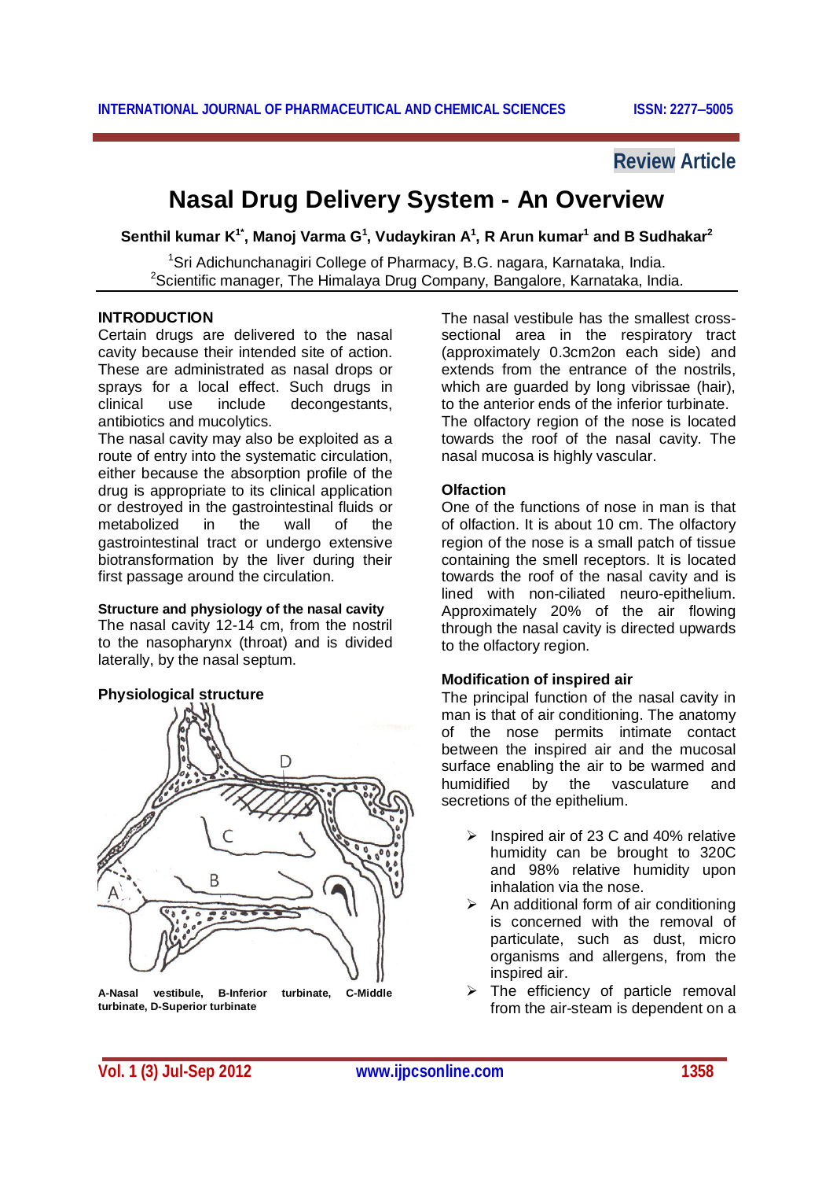Review Article

# Nasal Drug Delivery System - An Overview

**Senthil kumar K[1*], Manoj Varma G[1], Vudaykiran A[1], R Arun kumar[1] and B Sudhakar[2]**

[1]Sri Adichunchanagiri College of Pharmacy, B.G. nagara, Karnataka, India.
[2]Scientific manager, The Himalaya Drug Company, Bangalore, Karnataka, India.

## INTRODUCTION

Certain drugs are delivered to the nasal cavity because their intended site of action. These are administrated as nasal drops or sprays for a local effect. Such drugs in clinical use include decongestants, antibiotics and mucolytics.

The nasal cavity may also be exploited as a route of entry into the systematic circulation, either because the absorption profile of the drug is appropriate to its clinical application or destroyed in the gastrointestinal fluids or metabolized in the wall of the gastrointestinal tract or undergo extensive biotransformation by the liver during their first passage around the circulation.

### Structure and physiology of the nasal cavity

The nasal cavity 12-14 cm, from the nostril to the nasopharynx (throat) and is divided laterally, by the nasal septum.

### Physiological structure

A-Nasal vestibule, B-Inferior turbinate, C-Middle turbinate, D-Superior turbinate

The nasal vestibule has the smallest cross-sectional area in the respiratory tract (approximately 0.3cm2on each side) and extends from the entrance of the nostrils, which are guarded by long vibrissae (hair), to the anterior ends of the inferior turbinate. The olfactory region of the nose is located towards the roof of the nasal cavity. The nasal mucosa is highly vascular.

### Olfaction

One of the functions of nose in man is that of olfaction. It is about 10 cm. The olfactory region of the nose is a small patch of tissue containing the smell receptors. It is located towards the roof of the nasal cavity and is lined with non-ciliated neuro-epithelium. Approximately 20% of the air flowing through the nasal cavity is directed upwards to the olfactory region.

### Modification of inspired air

The principal function of the nasal cavity in man is that of air conditioning. The anatomy of the nose permits intimate contact between the inspired air and the mucosal surface enabling the air to be warmed and humidified by the vasculature and secretions of the epithelium.

- Inspired air of 23 C and 40% relative humidity can be brought to 320C and 98% relative humidity upon inhalation via the nose.
- An additional form of air conditioning is concerned with the removal of particulate, such as dust, micro organisms and allergens, from the inspired air.
- The efficiency of particle removal from the air-steam is dependent on a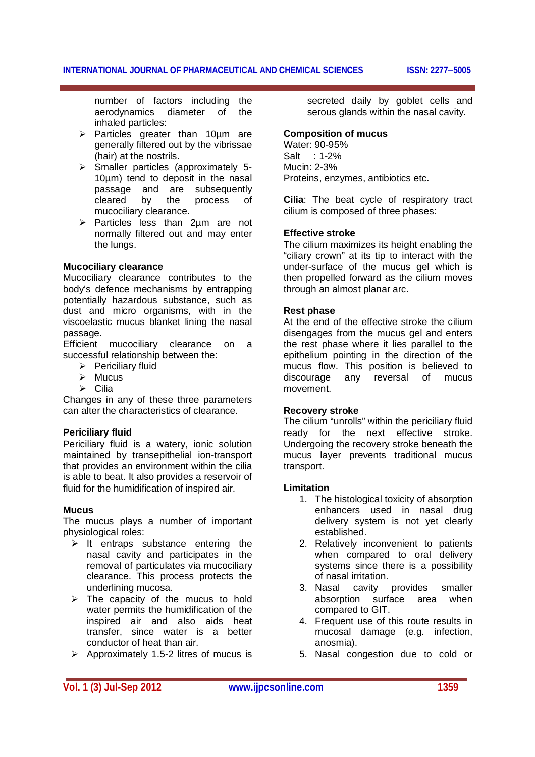number of factors including the aerodynamics diameter of the inhaled particles:

- Particles greater than 10µm are generally filtered out by the vibrissae (hair) at the nostrils.
- Smaller particles (approximately 5-10µm) tend to deposit in the nasal passage and are subsequently cleared by the process of mucociliary clearance.
- Particles less than 2µm are not normally filtered out and may enter the lungs.

**Mucociliary clearance**

Mucociliary clearance contributes to the body's defence mechanisms by entrapping potentially hazardous substance, such as dust and micro organisms, with in the viscoelastic mucus blanket lining the nasal passage.

Efficient mucociliary clearance on a successful relationship between the:

- Periciliary fluid
- Mucus
- Cilia

Changes in any of these three parameters can alter the characteristics of clearance.

**Periciliary fluid**

Periciliary fluid is a watery, ionic solution maintained by transepithelial ion-transport that provides an environment within the cilia is able to beat. It also provides a reservoir of fluid for the humidification of inspired air.

**Mucus**

The mucus plays a number of important physiological roles:

- It entraps substance entering the nasal cavity and participates in the removal of particulates via mucociliary clearance. This process protects the underlining mucosa.
- The capacity of the mucus to hold water permits the humidification of the inspired air and also aids heat transfer, since water is a better conductor of heat than air.
- Approximately 1.5-2 litres of mucus is secreted daily by goblet cells and serous glands within the nasal cavity.

**Composition of mucus**

Water: 90-95%
Salt : 1-2%
Mucin: 2-3%
Proteins, enzymes, antibiotics etc.

**Cilia**: The beat cycle of respiratory tract cilium is composed of three phases:

**Effective stroke**

The cilium maximizes its height enabling the "ciliary crown" at its tip to interact with the under-surface of the mucus gel which is then propelled forward as the cilium moves through an almost planar arc.

**Rest phase**

At the end of the effective stroke the cilium disengages from the mucus gel and enters the rest phase where it lies parallel to the epithelium pointing in the direction of the mucus flow. This position is believed to discourage any reversal of mucus movement.

**Recovery stroke**

The cilium "unrolls" within the periciliary fluid ready for the next effective stroke. Undergoing the recovery stroke beneath the mucus layer prevents traditional mucus transport.

**Limitation**

1. The histological toxicity of absorption enhancers used in nasal drug delivery system is not yet clearly established.
2. Relatively inconvenient to patients when compared to oral delivery systems since there is a possibility of nasal irritation.
3. Nasal cavity provides smaller absorption surface area when compared to GIT.
4. Frequent use of this route results in mucosal damage (e.g. infection, anosmia).
5. Nasal congestion due to cold or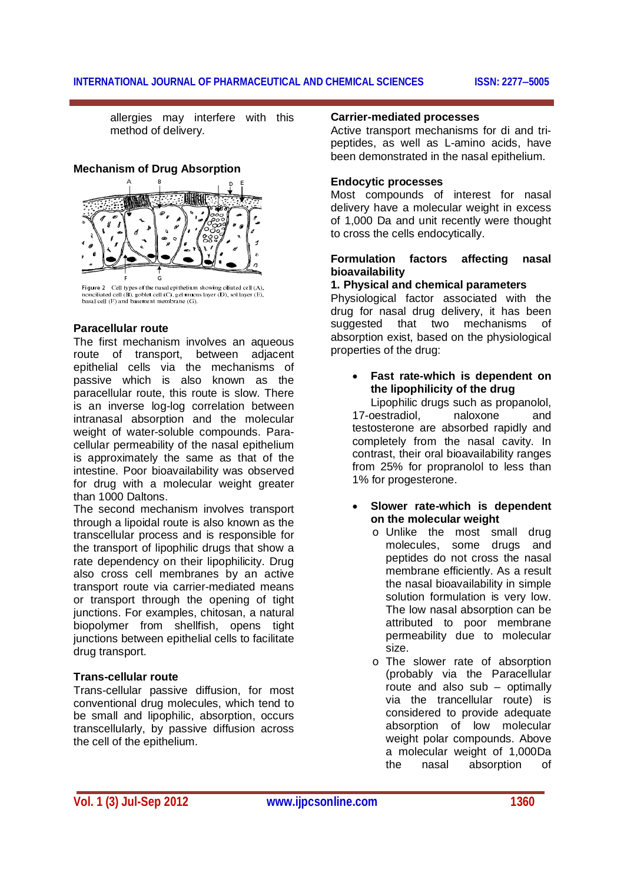allergies may interfere with this method of delivery.

### Mechanism of Drug Absorption

Figure 2 Cell types of the nasal epithelium showing ciliated cell (A), nonciliated cell (B), goblet cell (C), gel mucus layer (D), sol layer (E), basal cell (F) and basement membrane (G).

### Paracellular route

The first mechanism involves an aqueous route of transport, between adjacent epithelial cells via the mechanisms of passive which is also known as the paracellular route, this route is slow. There is an inverse log-log correlation between intranasal absorption and the molecular weight of water-soluble compounds. Para-cellular permeability of the nasal epithelium is approximately the same as that of the intestine. Poor bioavailability was observed for drug with a molecular weight greater than 1000 Daltons.

The second mechanism involves transport through a lipoidal route is also known as the transcellular process and is responsible for the transport of lipophilic drugs that show a rate dependency on their lipophilicity. Drug also cross cell membranes by an active transport route via carrier-mediated means or transport through the opening of tight junctions. For examples, chitosan, a natural biopolymer from shellfish, opens tight junctions between epithelial cells to facilitate drug transport.

### Trans-cellular route

Trans-cellular passive diffusion, for most conventional drug molecules, which tend to be small and lipophilic, absorption, occurs transcellularly, by passive diffusion across the cell of the epithelium.

### Carrier-mediated processes

Active transport mechanisms for di and tri-peptides, as well as L-amino acids, have been demonstrated in the nasal epithelium.

### Endocytic processes

Most compounds of interest for nasal delivery have a molecular weight in excess of 1,000 Da and unit recently were thought to cross the cells endocytically.

### Formulation factors affecting nasal bioavailability

#### 1. Physical and chemical parameters

Physiological factor associated with the drug for nasal drug delivery, it has been suggested that two mechanisms of absorption exist, based on the physiological properties of the drug:

- **Fast rate-which is dependent on the lipophilicity of the drug**
  Lipophilic drugs such as propanolol, 17-oestradiol, naloxone and testosterone are absorbed rapidly and completely from the nasal cavity. In contrast, their oral bioavailability ranges from 25% for propranolol to less than 1% for progesterone.

- **Slower rate-which is dependent on the molecular weight**
  - Unlike the most small drug molecules, some drugs and peptides do not cross the nasal membrane efficiently. As a result the nasal bioavailability in simple solution formulation is very low. The low nasal absorption can be attributed to poor membrane permeability due to molecular size.
  - The slower rate of absorption (probably via the Paracellular route and also sub – optimally via the trancellular route) is considered to provide adequate absorption of low molecular weight polar compounds. Above a molecular weight of 1,000Da the nasal absorption of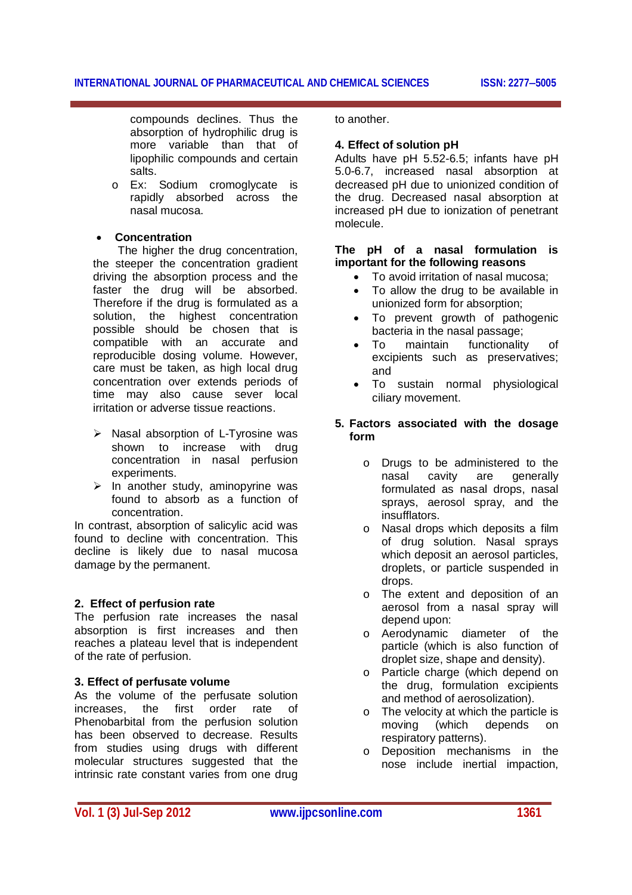compounds declines. Thus the absorption of hydrophilic drug is more variable than that of lipophilic compounds and certain salts.

- Ex: Sodium cromoglycate is rapidly absorbed across the nasal mucosa.

- **Concentration**

The higher the drug concentration, the steeper the concentration gradient driving the absorption process and the faster the drug will be absorbed. Therefore if the drug is formulated as a solution, the highest concentration possible should be chosen that is compatible with an accurate and reproducible dosing volume. However, care must be taken, as high local drug concentration over extends periods of time may also cause sever local irritation or adverse tissue reactions.

- Nasal absorption of L-Tyrosine was shown to increase with drug concentration in nasal perfusion experiments.
- In another study, aminopyrine was found to absorb as a function of concentration.

In contrast, absorption of salicylic acid was found to decline with concentration. This decline is likely due to nasal mucosa damage by the permanent.

### 2. Effect of perfusion rate

The perfusion rate increases the nasal absorption is first increases and then reaches a plateau level that is independent of the rate of perfusion.

### 3. Effect of perfusate volume

As the volume of the perfusate solution increases, the first order rate of Phenobarbital from the perfusion solution has been observed to decrease. Results from studies using drugs with different molecular structures suggested that the intrinsic rate constant varies from one drug to another.

### 4. Effect of solution pH

Adults have pH 5.52-6.5; infants have pH 5.0-6.7, increased nasal absorption at decreased pH due to unionized condition of the drug. Decreased nasal absorption at increased pH due to ionization of penetrant molecule.

**The pH of a nasal formulation is important for the following reasons**

- To avoid irritation of nasal mucosa;
- To allow the drug to be available in unionized form for absorption;
- To prevent growth of pathogenic bacteria in the nasal passage;
- To maintain functionality of excipients such as preservatives; and
- To sustain normal physiological ciliary movement.

### 5. Factors associated with the dosage form

- Drugs to be administered to the nasal cavity are generally formulated as nasal drops, nasal sprays, aerosol spray, and the insufflators.
- Nasal drops which deposits a film of drug solution. Nasal sprays which deposit an aerosol particles, droplets, or particle suspended in drops.
- The extent and deposition of an aerosol from a nasal spray will depend upon:
- Aerodynamic diameter of the particle (which is also function of droplet size, shape and density).
- Particle charge (which depend on the drug, formulation excipients and method of aerosolization).
- The velocity at which the particle is moving (which depends on respiratory patterns).
- Deposition mechanisms in the nose include inertial impaction,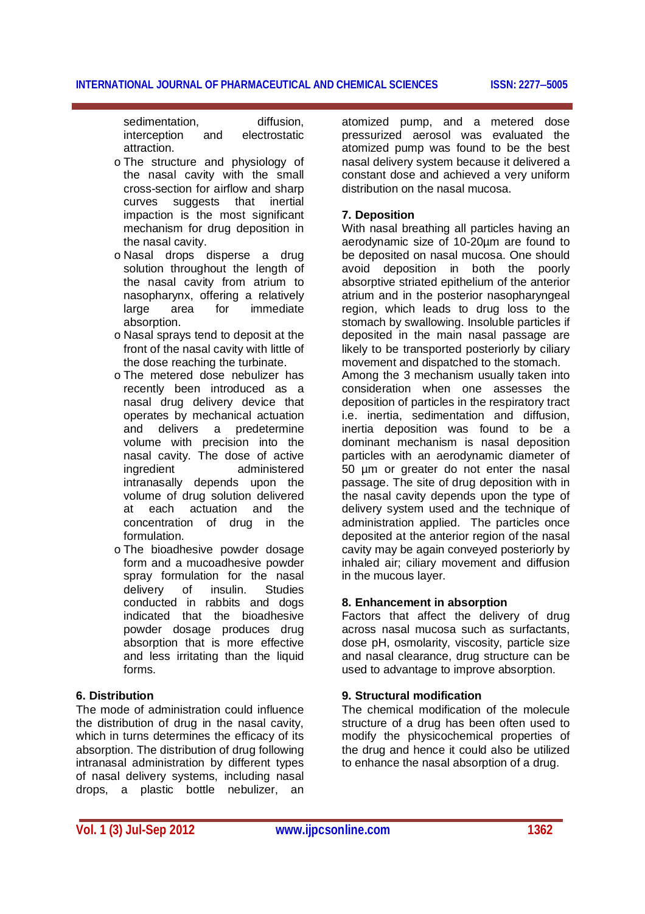sedimentation, diffusion, interception and electrostatic attraction.

- The structure and physiology of the nasal cavity with the small cross-section for airflow and sharp curves suggests that inertial impaction is the most significant mechanism for drug deposition in the nasal cavity.
- Nasal drops disperse a drug solution throughout the length of the nasal cavity from atrium to nasopharynx, offering a relatively large area for immediate absorption.
- Nasal sprays tend to deposit at the front of the nasal cavity with little of the dose reaching the turbinate.
- The metered dose nebulizer has recently been introduced as a nasal drug delivery device that operates by mechanical actuation and delivers a predetermine volume with precision into the nasal cavity. The dose of active ingredient administered intranasally depends upon the volume of drug solution delivered at each actuation and the concentration of drug in the formulation.
- The bioadhesive powder dosage form and a mucoadhesive powder spray formulation for the nasal delivery of insulin. Studies conducted in rabbits and dogs indicated that the bioadhesive powder dosage produces drug absorption that is more effective and less irritating than the liquid forms.

### 6. Distribution

The mode of administration could influence the distribution of drug in the nasal cavity, which in turns determines the efficacy of its absorption. The distribution of drug following intranasal administration by different types of nasal delivery systems, including nasal drops, a plastic bottle nebulizer, an atomized pump, and a metered dose pressurized aerosol was evaluated the atomized pump was found to be the best nasal delivery system because it delivered a constant dose and achieved a very uniform distribution on the nasal mucosa.

### 7. Deposition

With nasal breathing all particles having an aerodynamic size of 10-20µm are found to be deposited on nasal mucosa. One should avoid deposition in both the poorly absorptive striated epithelium of the anterior atrium and in the posterior nasopharyngeal region, which leads to drug loss to the stomach by swallowing. Insoluble particles if deposited in the main nasal passage are likely to be transported posteriorly by ciliary movement and dispatched to the stomach. Among the 3 mechanism usually taken into consideration when one assesses the deposition of particles in the respiratory tract i.e. inertia, sedimentation and diffusion, inertia deposition was found to be a dominant mechanism is nasal deposition particles with an aerodynamic diameter of 50 µm or greater do not enter the nasal passage. The site of drug deposition with in the nasal cavity depends upon the type of delivery system used and the technique of administration applied. The particles once deposited at the anterior region of the nasal cavity may be again conveyed posteriorly by inhaled air; ciliary movement and diffusion in the mucous layer.

### 8. Enhancement in absorption

Factors that affect the delivery of drug across nasal mucosa such as surfactants, dose pH, osmolarity, viscosity, particle size and nasal clearance, drug structure can be used to advantage to improve absorption.

### 9. Structural modification

The chemical modification of the molecule structure of a drug has been often used to modify the physicochemical properties of the drug and hence it could also be utilized to enhance the nasal absorption of a drug.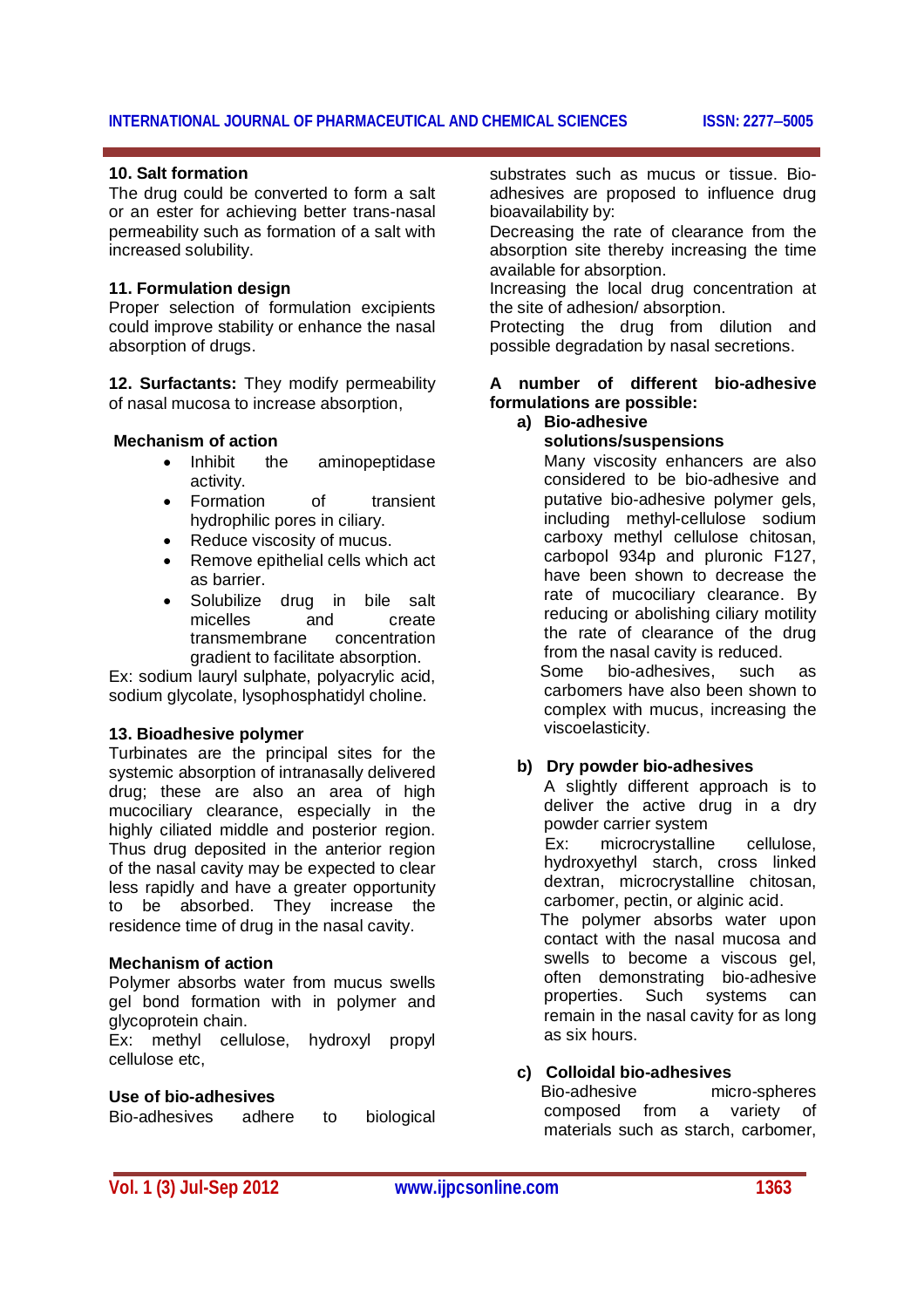**10. Salt formation**

The drug could be converted to form a salt or an ester for achieving better trans-nasal permeability such as formation of a salt with increased solubility.

**11. Formulation design**

Proper selection of formulation excipients could improve stability or enhance the nasal absorption of drugs.

**12. Surfactants:** They modify permeability of nasal mucosa to increase absorption,

**Mechanism of action**

- Inhibit the aminopeptidase activity.
- Formation of transient hydrophilic pores in ciliary.
- Reduce viscosity of mucus.
- Remove epithelial cells which act as barrier.
- Solubilize drug in bile salt micelles and create transmembrane concentration gradient to facilitate absorption.

Ex: sodium lauryl sulphate, polyacrylic acid, sodium glycolate, lysophosphatidyl choline.

**13. Bioadhesive polymer**

Turbinates are the principal sites for the systemic absorption of intranasally delivered drug; these are also an area of high mucociliary clearance, especially in the highly ciliated middle and posterior region. Thus drug deposited in the anterior region of the nasal cavity may be expected to clear less rapidly and have a greater opportunity to be absorbed. They increase the residence time of drug in the nasal cavity.

**Mechanism of action**

Polymer absorbs water from mucus swells gel bond formation with in polymer and glycoprotein chain.

Ex: methyl cellulose, hydroxyl propyl cellulose etc,

**Use of bio-adhesives**

Bio-adhesives adhere to biological substrates such as mucus or tissue. Bio-adhesives are proposed to influence drug bioavailability by:

Decreasing the rate of clearance from the absorption site thereby increasing the time available for absorption.

Increasing the local drug concentration at the site of adhesion/ absorption.

Protecting the drug from dilution and possible degradation by nasal secretions.

**A number of different bio-adhesive formulations are possible:**

**a) Bio-adhesive solutions/suspensions**

Many viscosity enhancers are also considered to be bio-adhesive and putative bio-adhesive polymer gels, including methyl-cellulose sodium carboxy methyl cellulose chitosan, carbopol 934p and pluronic F127, have been shown to decrease the rate of mucociliary clearance. By reducing or abolishing ciliary motility the rate of clearance of the drug from the nasal cavity is reduced.

Some bio-adhesives, such as carbomers have also been shown to complex with mucus, increasing the viscoelasticity.

**b) Dry powder bio-adhesives**

A slightly different approach is to deliver the active drug in a dry powder carrier system

Ex: microcrystalline cellulose, hydroxyethyl starch, cross linked dextran, microcrystalline chitosan, carbomer, pectin, or alginic acid.

The polymer absorbs water upon contact with the nasal mucosa and swells to become a viscous gel, often demonstrating bio-adhesive properties. Such systems can remain in the nasal cavity for as long as six hours.

**c) Colloidal bio-adhesives**

Bio-adhesive micro-spheres composed from a variety of materials such as starch, carbomer,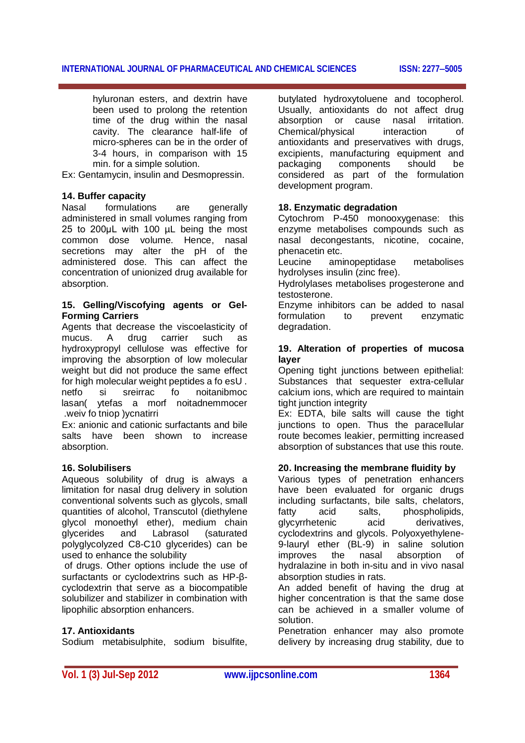hyluronan esters, and dextrin have been used to prolong the retention time of the drug within the nasal cavity. The clearance half-life of micro-spheres can be in the order of 3-4 hours, in comparison with 15 min. for a simple solution.

Ex: Gentamycin, insulin and Desmopressin.

**14. Buffer capacity**

Nasal formulations are generally administered in small volumes ranging from 25 to 200μL with 100 μL being the most common dose volume. Hence, nasal secretions may alter the pH of the administered dose. This can affect the concentration of unionized drug available for absorption.

**15. Gelling/Viscofying agents or Gel-Forming Carriers**

Agents that decrease the viscoelasticity of mucus. A drug carrier such as hydroxypropyl cellulose was effective for improving the absorption of low molecular weight but did not produce the same effect for high molecular weight peptides a fo esU . netfo si sreirrac fo noitanibmoc lasan( ytefas a morf noitadnemmocer .weiv fo tniop )ycnatirri

Ex: anionic and cationic surfactants and bile salts have been shown to increase absorption.

**16. Solubilisers**

Aqueous solubility of drug is always a limitation for nasal drug delivery in solution conventional solvents such as glycols, small quantities of alcohol, Transcutol (diethylene glycol monoethyl ether), medium chain glycerides and Labrasol (saturated polyglycolyzed C8-C10 glycerides) can be used to enhance the solubility of drugs. Other options include the use of surfactants or cyclodextrins such as HP-β-cyclodextrin that serve as a biocompatible solubilizer and stabilizer in combination with lipophilic absorption enhancers.

**17. Antioxidants**

Sodium metabisulphite, sodium bisulfite, butylated hydroxytoluene and tocopherol. Usually, antioxidants do not affect drug absorption or cause nasal irritation. Chemical/physical interaction of antioxidants and preservatives with drugs, excipients, manufacturing equipment and packaging components should be considered as part of the formulation development program.

**18. Enzymatic degradation**

Cytochrom P-450 monooxygenase: this enzyme metabolises compounds such as nasal decongestants, nicotine, cocaine, phenacetin etc.

Leucine aminopeptidase metabolises hydrolyses insulin (zinc free).

Hydrolylases metabolises progesterone and testosterone.

Enzyme inhibitors can be added to nasal formulation to prevent enzymatic degradation.

**19. Alteration of properties of mucosa layer**

Opening tight junctions between epithelial: Substances that sequester extra-cellular calcium ions, which are required to maintain tight junction integrity

Ex: EDTA, bile salts will cause the tight junctions to open. Thus the paracellular route becomes leakier, permitting increased absorption of substances that use this route.

**20. Increasing the membrane fluidity by**

Various types of penetration enhancers have been evaluated for organic drugs including surfactants, bile salts, chelators, fatty acid salts, phospholipids, glycyrrhetenic acid derivatives, cyclodextrins and glycols. Polyoxyethylene-9-lauryl ether (BL-9) in saline solution improves the nasal absorption of hydralazine in both in-situ and in vivo nasal absorption studies in rats.

An added benefit of having the drug at higher concentration is that the same dose can be achieved in a smaller volume of solution.

Penetration enhancer may also promote delivery by increasing drug stability, due to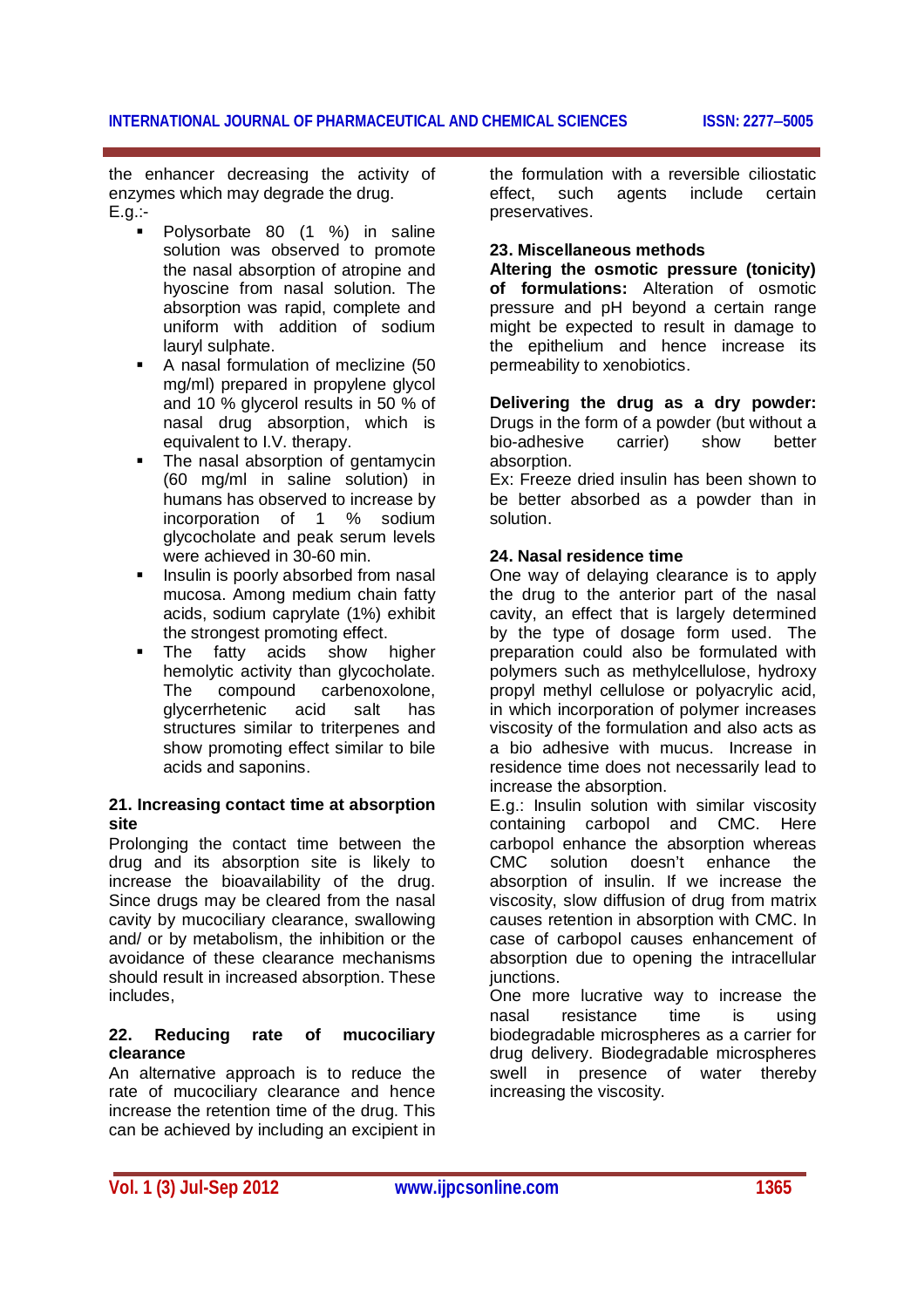the enhancer decreasing the activity of enzymes which may degrade the drug.
E.g.:-

- Polysorbate 80 (1 %) in saline solution was observed to promote the nasal absorption of atropine and hyoscine from nasal solution. The absorption was rapid, complete and uniform with addition of sodium lauryl sulphate.
- A nasal formulation of meclizine (50 mg/ml) prepared in propylene glycol and 10 % glycerol results in 50 % of nasal drug absorption, which is equivalent to I.V. therapy.
- The nasal absorption of gentamycin (60 mg/ml in saline solution) in humans has observed to increase by incorporation of 1 % sodium glycocholate and peak serum levels were achieved in 30-60 min.
- Insulin is poorly absorbed from nasal mucosa. Among medium chain fatty acids, sodium caprylate (1%) exhibit the strongest promoting effect.
- The fatty acids show higher hemolytic activity than glycocholate. The compound carbenoxolone, glycerrhetenic acid salt has structures similar to triterpenes and show promoting effect similar to bile acids and saponins.

### 21. Increasing contact time at absorption site

Prolonging the contact time between the drug and its absorption site is likely to increase the bioavailability of the drug. Since drugs may be cleared from the nasal cavity by mucociliary clearance, swallowing and/ or by metabolism, the inhibition or the avoidance of these clearance mechanisms should result in increased absorption. These includes,

### 22. Reducing rate of mucociliary clearance

An alternative approach is to reduce the rate of mucociliary clearance and hence increase the retention time of the drug. This can be achieved by including an excipient in the formulation with a reversible ciliostatic effect, such agents include certain preservatives.

### 23. Miscellaneous methods

**Altering the osmotic pressure (tonicity) of formulations:** Alteration of osmotic pressure and pH beyond a certain range might be expected to result in damage to the epithelium and hence increase its permeability to xenobiotics.

**Delivering the drug as a dry powder:** Drugs in the form of a powder (but without a bio-adhesive carrier) show better absorption.
Ex: Freeze dried insulin has been shown to be better absorbed as a powder than in solution.

### 24. Nasal residence time

One way of delaying clearance is to apply the drug to the anterior part of the nasal cavity, an effect that is largely determined by the type of dosage form used. The preparation could also be formulated with polymers such as methylcellulose, hydroxy propyl methyl cellulose or polyacrylic acid, in which incorporation of polymer increases viscosity of the formulation and also acts as a bio adhesive with mucus. Increase in residence time does not necessarily lead to increase the absorption.
E.g.: Insulin solution with similar viscosity containing carbopol and CMC. Here carbopol enhance the absorption whereas CMC solution doesn't enhance the absorption of insulin. If we increase the viscosity, slow diffusion of drug from matrix causes retention in absorption with CMC. In case of carbopol causes enhancement of absorption due to opening the intracellular junctions.
One more lucrative way to increase the nasal resistance time is using biodegradable microspheres as a carrier for drug delivery. Biodegradable microspheres swell in presence of water thereby increasing the viscosity.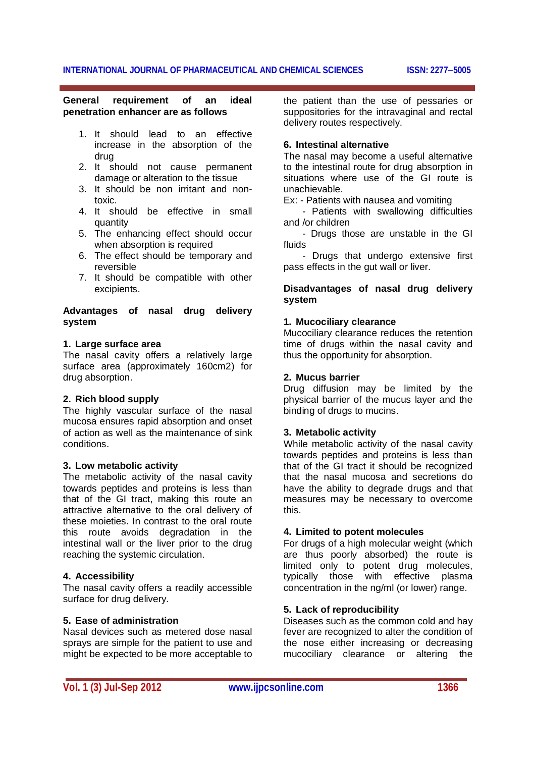**General requirement of an ideal penetration enhancer are as follows**

1. It should lead to an effective increase in the absorption of the drug
2. It should not cause permanent damage or alteration to the tissue
3. It should be non irritant and non-toxic.
4. It should be effective in small quantity
5. The enhancing effect should occur when absorption is required
6. The effect should be temporary and reversible
7. It should be compatible with other excipients.

**Advantages of nasal drug delivery system**

**1. Large surface area**
The nasal cavity offers a relatively large surface area (approximately 160cm2) for drug absorption.

**2. Rich blood supply**
The highly vascular surface of the nasal mucosa ensures rapid absorption and onset of action as well as the maintenance of sink conditions.

**3. Low metabolic activity**
The metabolic activity of the nasal cavity towards peptides and proteins is less than that of the GI tract, making this route an attractive alternative to the oral delivery of these moieties. In contrast to the oral route this route avoids degradation in the intestinal wall or the liver prior to the drug reaching the systemic circulation.

**4. Accessibility**
The nasal cavity offers a readily accessible surface for drug delivery.

**5. Ease of administration**
Nasal devices such as metered dose nasal sprays are simple for the patient to use and might be expected to be more acceptable to the patient than the use of pessaries or suppositories for the intravaginal and rectal delivery routes respectively.

**6. Intestinal alternative**
The nasal may become a useful alternative to the intestinal route for drug absorption in situations where use of the GI route is unachievable.
Ex: - Patients with nausea and vomiting
- Patients with swallowing difficulties and /or children
- Drugs those are unstable in the GI fluids
- Drugs that undergo extensive first pass effects in the gut wall or liver.

**Disadvantages of nasal drug delivery system**

**1. Mucociliary clearance**
Mucociliary clearance reduces the retention time of drugs within the nasal cavity and thus the opportunity for absorption.

**2. Mucus barrier**
Drug diffusion may be limited by the physical barrier of the mucus layer and the binding of drugs to mucins.

**3. Metabolic activity**
While metabolic activity of the nasal cavity towards peptides and proteins is less than that of the GI tract it should be recognized that the nasal mucosa and secretions do have the ability to degrade drugs and that measures may be necessary to overcome this.

**4. Limited to potent molecules**
For drugs of a high molecular weight (which are thus poorly absorbed) the route is limited only to potent drug molecules, typically those with effective plasma concentration in the ng/ml (or lower) range.

**5. Lack of reproducibility**
Diseases such as the common cold and hay fever are recognized to alter the condition of the nose either increasing or decreasing mucociliary clearance or altering the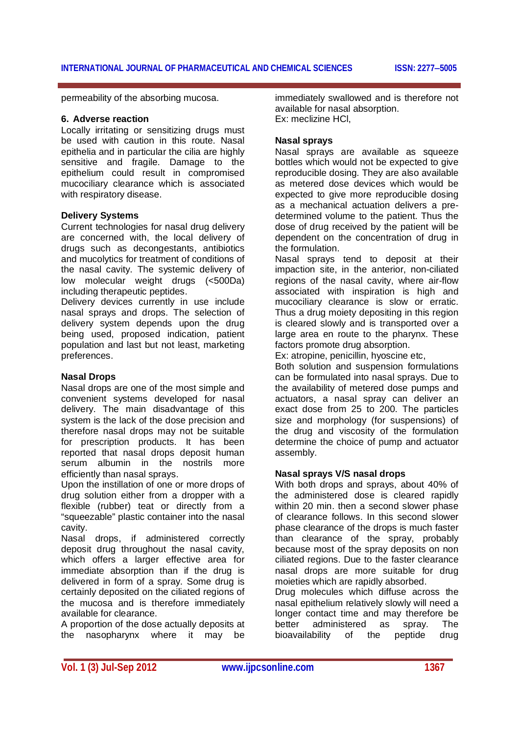permeability of the absorbing mucosa.

### 6. Adverse reaction

Locally irritating or sensitizing drugs must be used with caution in this route. Nasal epithelia and in particular the cilia are highly sensitive and fragile. Damage to the epithelium could result in compromised mucociliary clearance which is associated with respiratory disease.

### Delivery Systems

Current technologies for nasal drug delivery are concerned with, the local delivery of drugs such as decongestants, antibiotics and mucolytics for treatment of conditions of the nasal cavity. The systemic delivery of low molecular weight drugs (<500Da) including therapeutic peptides.

Delivery devices currently in use include nasal sprays and drops. The selection of delivery system depends upon the drug being used, proposed indication, patient population and last but not least, marketing preferences.

### Nasal Drops

Nasal drops are one of the most simple and convenient systems developed for nasal delivery. The main disadvantage of this system is the lack of the dose precision and therefore nasal drops may not be suitable for prescription products. It has been reported that nasal drops deposit human serum albumin in the nostrils more efficiently than nasal sprays.

Upon the instillation of one or more drops of drug solution either from a dropper with a flexible (rubber) teat or directly from a "squeezable" plastic container into the nasal cavity.

Nasal drops, if administered correctly deposit drug throughout the nasal cavity, which offers a larger effective area for immediate absorption than if the drug is delivered in form of a spray. Some drug is certainly deposited on the ciliated regions of the mucosa and is therefore immediately available for clearance.

A proportion of the dose actually deposits at the nasopharynx where it may be immediately swallowed and is therefore not available for nasal absorption.

Ex: meclizine HCl,

### Nasal sprays

Nasal sprays are available as squeeze bottles which would not be expected to give reproducible dosing. They are also available as metered dose devices which would be expected to give more reproducible dosing as a mechanical actuation delivers a pre-determined volume to the patient. Thus the dose of drug received by the patient will be dependent on the concentration of drug in the formulation.

Nasal sprays tend to deposit at their impaction site, in the anterior, non-ciliated regions of the nasal cavity, where air-flow associated with inspiration is high and mucociliary clearance is slow or erratic. Thus a drug moiety depositing in this region is cleared slowly and is transported over a large area en route to the pharynx. These factors promote drug absorption.

Ex: atropine, penicillin, hyoscine etc,

Both solution and suspension formulations can be formulated into nasal sprays. Due to the availability of metered dose pumps and actuators, a nasal spray can deliver an exact dose from 25 to 200. The particles size and morphology (for suspensions) of the drug and viscosity of the formulation determine the choice of pump and actuator assembly.

### Nasal sprays V/S nasal drops

With both drops and sprays, about 40% of the administered dose is cleared rapidly within 20 min. then a second slower phase of clearance follows. In this second slower phase clearance of the drops is much faster than clearance of the spray, probably because most of the spray deposits on non ciliated regions. Due to the faster clearance nasal drops are more suitable for drug moieties which are rapidly absorbed.

Drug molecules which diffuse across the nasal epithelium relatively slowly will need a longer contact time and may therefore be better administered as spray. The bioavailability of the peptide drug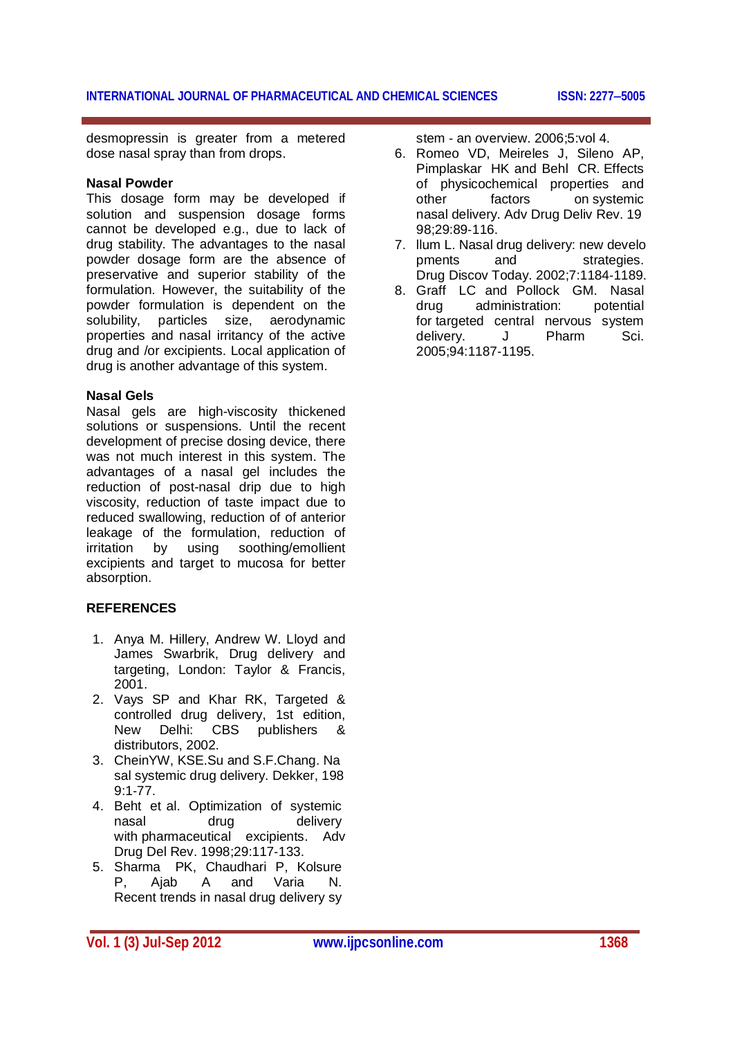desmopressin is greater from a metered dose nasal spray than from drops.

### Nasal Powder

This dosage form may be developed if solution and suspension dosage forms cannot be developed e.g., due to lack of drug stability. The advantages to the nasal powder dosage form are the absence of preservative and superior stability of the formulation. However, the suitability of the powder formulation is dependent on the solubility, particles size, aerodynamic properties and nasal irritancy of the active drug and /or excipients. Local application of drug is another advantage of this system.

### Nasal Gels

Nasal gels are high-viscosity thickened solutions or suspensions. Until the recent development of precise dosing device, there was not much interest in this system. The advantages of a nasal gel includes the reduction of post-nasal drip due to high viscosity, reduction of taste impact due to reduced swallowing, reduction of of anterior leakage of the formulation, reduction of irritation by using soothing/emollient excipients and target to mucosa for better absorption.

## REFERENCES

1. Anya M. Hillery, Andrew W. Lloyd and James Swarbrik, Drug delivery and targeting, London: Taylor & Francis, 2001.
2. Vays SP and Khar RK, Targeted & controlled drug delivery, 1st edition, New Delhi: CBS publishers & distributors, 2002.
3. CheinYW, KSE.Su and S.F.Chang. Nasal systemic drug delivery. Dekker, 1989:1-77.
4. Beht et al. Optimization of systemic nasal drug delivery with pharmaceutical excipients. Adv Drug Del Rev. 1998;29:117-133.
5. Sharma PK, Chaudhari P, Kolsure P, Ajab A and Varia N. Recent trends in nasal drug delivery system - an overview. 2006;5:vol 4.
6. Romeo VD, Meireles J, Sileno AP, Pimplaskar HK and Behl CR. Effects of physicochemical properties and other factors on systemic nasal delivery. Adv Drug Deliv Rev. 1998;29:89-116.
7. Ilum L. Nasal drug delivery: new developments and strategies. Drug Discov Today. 2002;7:1184-1189.
8. Graff LC and Pollock GM. Nasal drug administration: potential for targeted central nervous system delivery. J Pharm Sci. 2005;94:1187-1195.